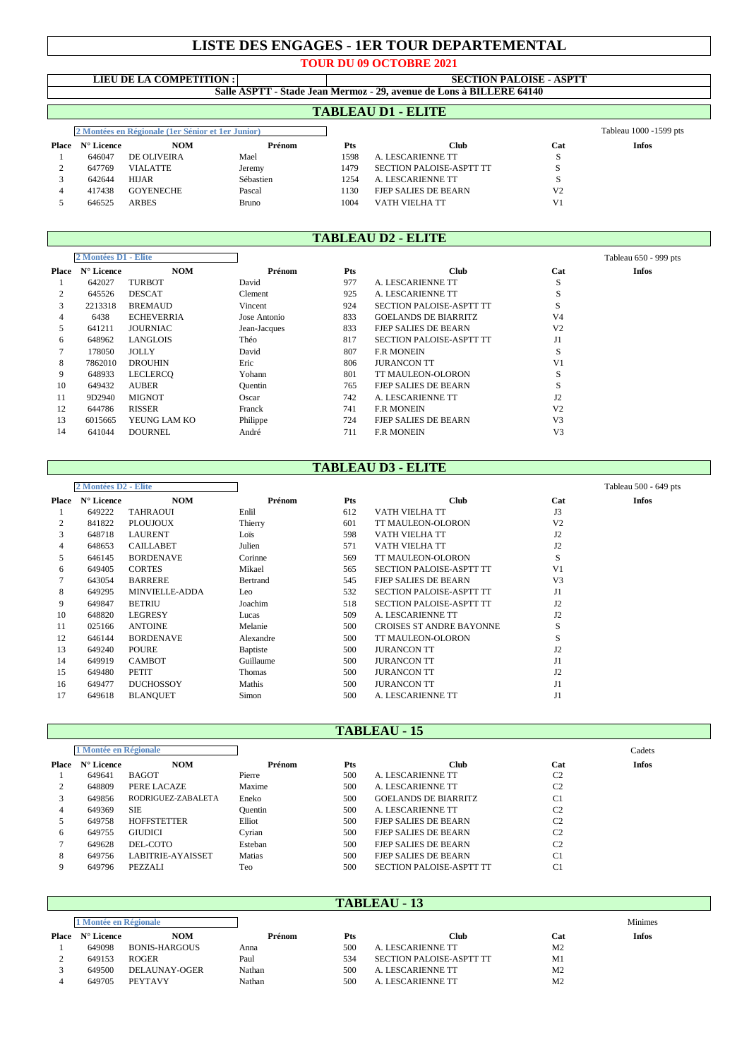# LISTE DES ENGAGES - 1ER TOUR DEPARTEMENTAL

**TOUR DU 09 OCTOBRE 2021**

**LIEU DE LA COMPETITION :** **SECTION PALOISE - ASPTT**

**Salle ASPTT - Stade Jean Mermoz - 29, avenue de Lons à BILLERE 64140**

## TABLEAU D1 - ELITE

2 Montées en Régionale (1er Sénior et 1er Junior)

Tableau 1000 -1599 pts

| Place | N° Licence | NOM | Prénom | Pts | Club | Cat | Infos |
|---|---|---|---|---|---|---|---|
| 1 | 646047 | DE OLIVEIRA | Mael | 1598 | A. LESCARIENNE TT | S | |
| 2 | 647769 | VIALATTE | Jeremy | 1479 | SECTION PALOISE-ASPTT TT | S | |
| 3 | 642644 | HIJAR | Sébastien | 1254 | A. LESCARIENNE TT | S | |
| 4 | 417438 | GOYENECHE | Pascal | 1130 | FJEP SALIES DE BEARN | V2 | |
| 5 | 646525 | ARBES | Bruno | 1004 | VATH VIELHA TT | V1 | |

## TABLEAU D2 - ELITE

2 Montées D1 - Elite

Tableau 650 - 999 pts

| Place | N° Licence | NOM | Prénom | Pts | Club | Cat | Infos |
|---|---|---|---|---|---|---|---|
| 1 | 642027 | TURBOT | David | 977 | A. LESCARIENNE TT | S | |
| 2 | 645526 | DESCAT | Clement | 925 | A. LESCARIENNE TT | S | |
| 3 | 2213318 | BREMAUD | Vincent | 924 | SECTION PALOISE-ASPTT TT | S | |
| 4 | 6438 | ECHEVERRIA | Jose Antonio | 833 | GOELANDS DE BIARRITZ | V4 | |
| 5 | 641211 | JOURNIAC | Jean-Jacques | 833 | FJEP SALIES DE BEARN | V2 | |
| 6 | 648962 | LANGLOIS | Théo | 817 | SECTION PALOISE-ASPTT TT | J1 | |
| 7 | 178050 | JOLLY | David | 807 | F.R MONEIN | S | |
| 8 | 7862010 | DROUHIN | Eric | 806 | JURANCON TT | V1 | |
| 9 | 648933 | LECLERCQ | Yohann | 801 | TT MAULEON-OLORON | S | |
| 10 | 649432 | AUBER | Quentin | 765 | FJEP SALIES DE BEARN | S | |
| 11 | 9D2940 | MIGNOT | Oscar | 742 | A. LESCARIENNE TT | J2 | |
| 12 | 644786 | RISSER | Franck | 741 | F.R MONEIN | V2 | |
| 13 | 6015665 | YEUNG LAM KO | Philippe | 724 | FJEP SALIES DE BEARN | V3 | |
| 14 | 641044 | DOURNEL | André | 711 | F.R MONEIN | V3 | |

## TABLEAU D3 - ELITE

2 Montées D2 - Elite

Tableau 500 - 649 pts

| Place | N° Licence | NOM | Prénom | Pts | Club | Cat | Infos |
|---|---|---|---|---|---|---|---|
| 1 | 649222 | TAHRAOUI | Enlil | 612 | VATH VIELHA TT | J3 | |
| 2 | 841822 | PLOUJOUX | Thierry | 601 | TT MAULEON-OLORON | V2 | |
| 3 | 648718 | LAURENT | Loïs | 598 | VATH VIELHA TT | J2 | |
| 4 | 648653 | CAILLABET | Julien | 571 | VATH VIELHA TT | J2 | |
| 5 | 646145 | BORDENAVE | Corinne | 569 | TT MAULEON-OLORON | S | |
| 6 | 649405 | CORTES | Mikael | 565 | SECTION PALOISE-ASPTT TT | V1 | |
| 7 | 643054 | BARRERE | Bertrand | 545 | FJEP SALIES DE BEARN | V3 | |
| 8 | 649295 | MINVIELLE-ADDA | Leo | 532 | SECTION PALOISE-ASPTT TT | J1 | |
| 9 | 649847 | BETRIU | Joachim | 518 | SECTION PALOISE-ASPTT TT | J2 | |
| 10 | 648820 | LEGRESY | Lucas | 509 | A. LESCARIENNE TT | J2 | |
| 11 | 025166 | ANTOINE | Melanie | 500 | CROISES ST ANDRE BAYONNE | S | |
| 12 | 646144 | BORDENAVE | Alexandre | 500 | TT MAULEON-OLORON | S | |
| 13 | 649240 | POURE | Baptiste | 500 | JURANCON TT | J2 | |
| 14 | 649919 | CAMBOT | Guillaume | 500 | JURANCON TT | J1 | |
| 15 | 649480 | PETIT | Thomas | 500 | JURANCON TT | J2 | |
| 16 | 649477 | DUCHOSSOY | Mathis | 500 | JURANCON TT | J1 | |
| 17 | 649618 | BLANQUET | Simon | 500 | A. LESCARIENNE TT | J1 | |

## TABLEAU - 15

1 Montée en Régionale

Cadets

| Place | N° Licence | NOM | Prénom | Pts | Club | Cat | Infos |
|---|---|---|---|---|---|---|---|
| 1 | 649641 | BAGOT | Pierre | 500 | A. LESCARIENNE TT | C2 | |
| 2 | 648809 | PERE LACAZE | Maxime | 500 | A. LESCARIENNE TT | C2 | |
| 3 | 649856 | RODRIGUEZ-ZABALETA | Eneko | 500 | GOELANDS DE BIARRITZ | C1 | |
| 4 | 649369 | SIE | Quentin | 500 | A. LESCARIENNE TT | C2 | |
| 5 | 649758 | HOFFSTETTER | Elliot | 500 | FJEP SALIES DE BEARN | C2 | |
| 6 | 649755 | GIUDICI | Cyrian | 500 | FJEP SALIES DE BEARN | C2 | |
| 7 | 649628 | DEL-COTO | Esteban | 500 | FJEP SALIES DE BEARN | C2 | |
| 8 | 649756 | LABITRIE-AYAISSET | Matias | 500 | FJEP SALIES DE BEARN | C1 | |
| 9 | 649796 | PEZZALI | Teo | 500 | SECTION PALOISE-ASPTT TT | C1 | |

## TABLEAU - 13

1 Montée en Régionale

Minimes

| Place | N° Licence | NOM | Prénom | Pts | Club | Cat | Infos |
|---|---|---|---|---|---|---|---|
| 1 | 649098 | BONIS-HARGOUS | Anna | 500 | A. LESCARIENNE TT | M2 | |
| 2 | 649153 | ROGER | Paul | 534 | SECTION PALOISE-ASPTT TT | M1 | |
| 3 | 649500 | DELAUNAY-OGER | Nathan | 500 | A. LESCARIENNE TT | M2 | |
| 4 | 649705 | PEYTAVY | Nathan | 500 | A. LESCARIENNE TT | M2 | |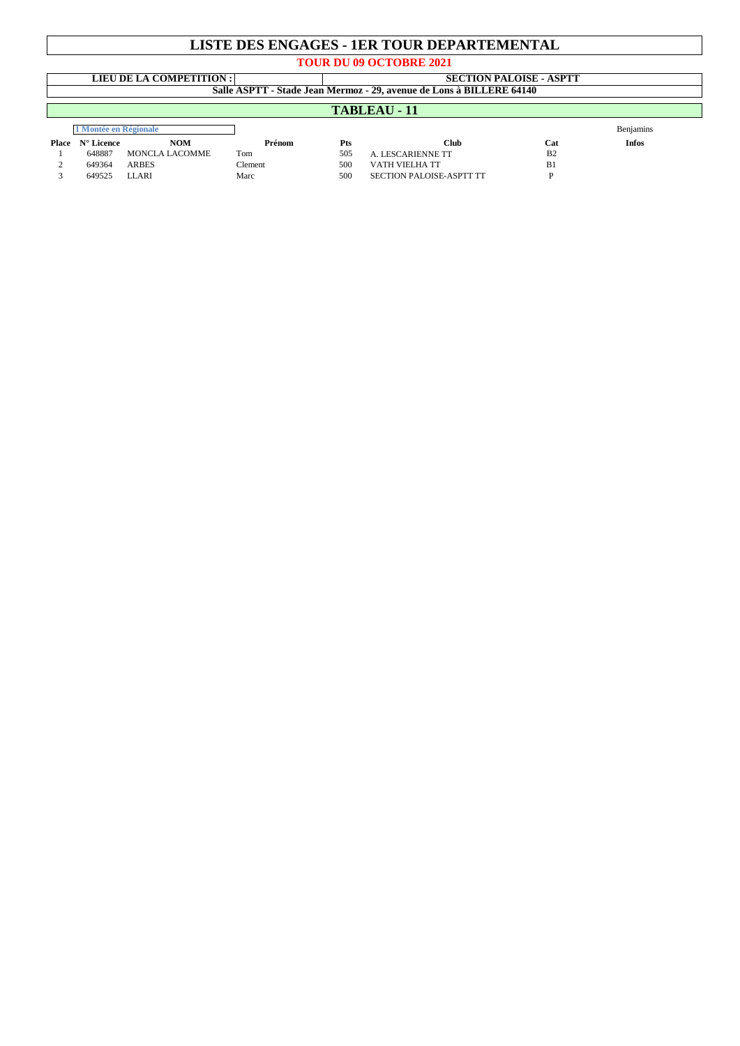# LISTE DES ENGAGES - 1ER TOUR DEPARTEMENTAL

**TOUR DU 09 OCTOBRE 2021**

**LIEU DE LA COMPETITION :** **SECTION PALOISE - ASPTT**

**Salle ASPTT - Stade Jean Mermoz - 29, avenue de Lons à BILLERE 64140**

## TABLEAU - 11

**1 Montée en Régionale**

Benjamins

| Place | N° Licence | NOM | Prénom | Pts | Club | Cat | Infos |
|---|---|---|---|---|---|---|---|
| 1 | 648887 | MONCLA LACOMME | Tom | 505 | A. LESCARIENNE TT | B2 | |
| 2 | 649364 | ARBES | Clement | 500 | VATH VIELHA TT | B1 | |
| 3 | 649525 | LLARI | Marc | 500 | SECTION PALOISE-ASPTT TT | P | |